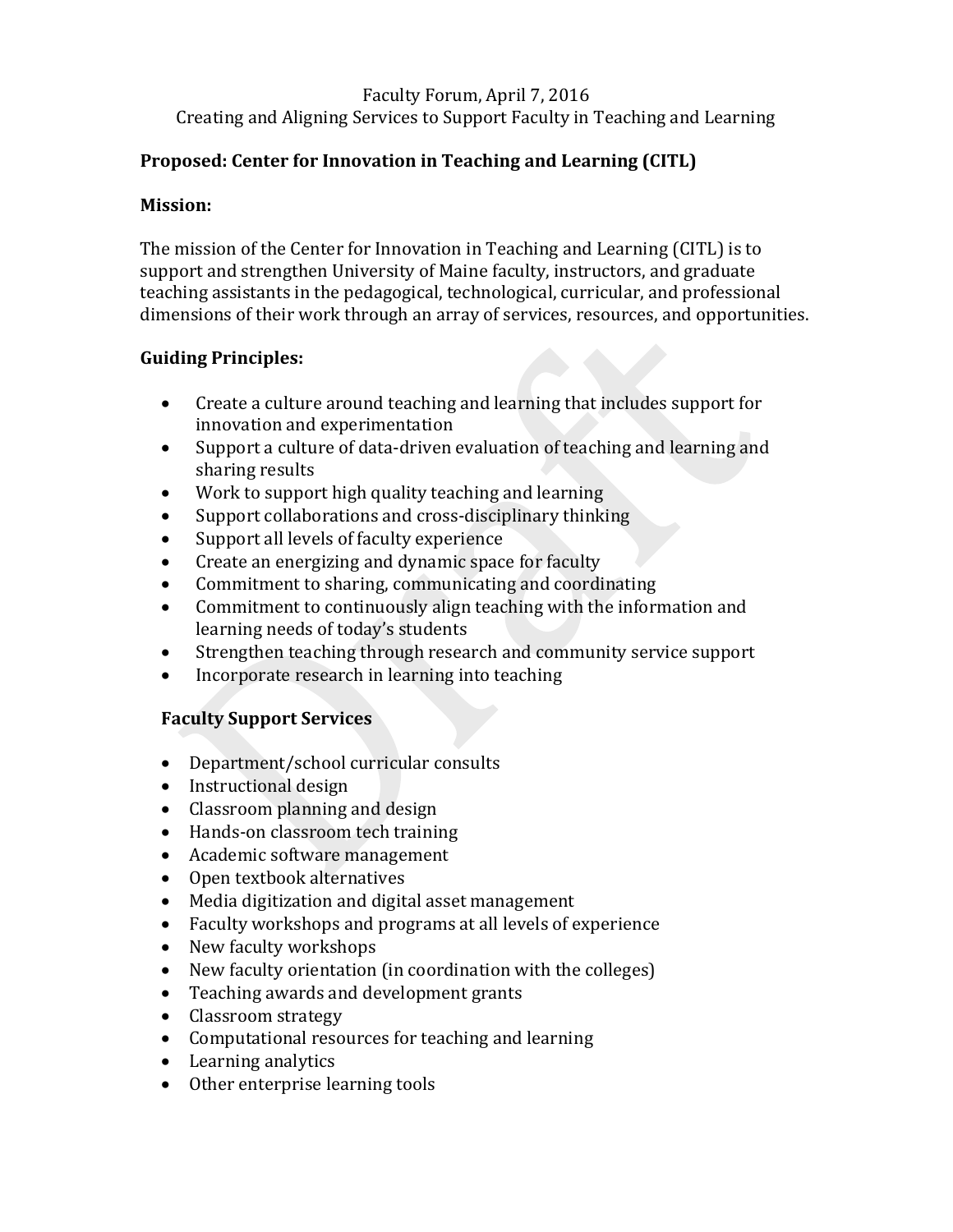Faculty Forum, April 7, 2016

Creating and Aligning Services to Support Faculty in Teaching and Learning

**Proposed: Center for Innovation in Teaching and Learning (CITL)**

**Mission:**

The mission of the Center for Innovation in Teaching and Learning (CITL) is to support and strengthen University of Maine faculty, instructors, and graduate teaching assistants in the pedagogical, technological, curricular, and professional dimensions of their work through an array of services, resources, and opportunities.

**Guiding Principles:**

- Create a culture around teaching and learning that includes support for innovation and experimentation
- Support a culture of data-driven evaluation of teaching and learning and sharing results
- Work to support high quality teaching and learning
- Support collaborations and cross-disciplinary thinking
- Support all levels of faculty experience
- Create an energizing and dynamic space for faculty
- Commitment to sharing, communicating and coordinating
- Commitment to continuously align teaching with the information and learning needs of today's students
- Strengthen teaching through research and community service support
- Incorporate research in learning into teaching

**Faculty Support Services**

- Department/school curricular consults
- Instructional design
- Classroom planning and design
- Hands-on classroom tech training
- Academic software management
- Open textbook alternatives
- Media digitization and digital asset management
- Faculty workshops and programs at all levels of experience
- New faculty workshops
- New faculty orientation (in coordination with the colleges)
- Teaching awards and development grants
- Classroom strategy
- Computational resources for teaching and learning
- Learning analytics
- Other enterprise learning tools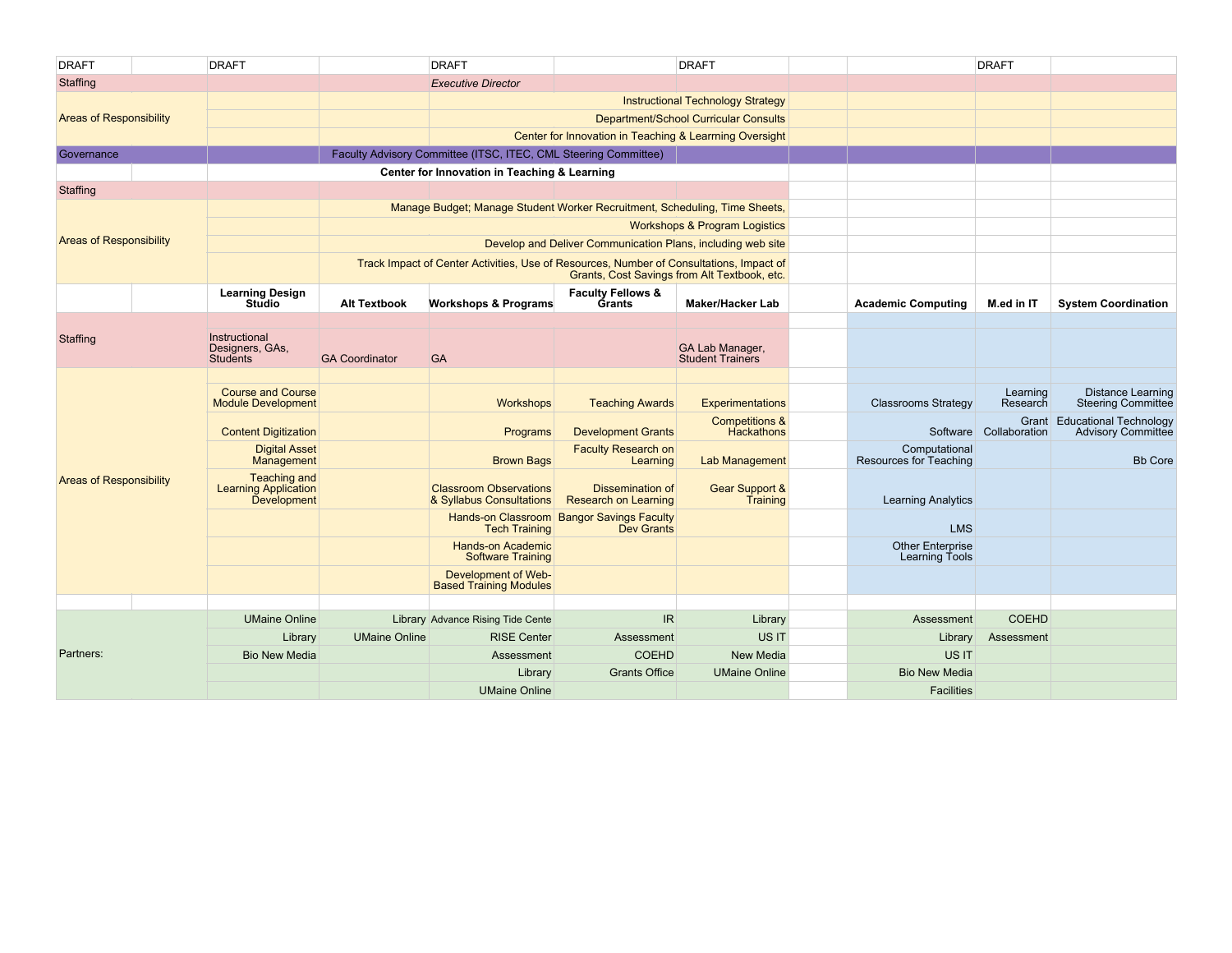| DRAFT | | DRAFT | | DRAFT | | DRAFT | | | DRAFT | |
|---|---|---|---|---|---|---|---|---|---|---|
| Staffing | | | | *Executive Director* | | | | | | |
| Areas of Responsibility | | | | Instructional Technology Strategy | | | | | | |
| | | | | Department/School Curricular Consults | | | | | | |
| | | | | Center for Innovation in Teaching & Learrning Oversight | | | | | | |
| Governance | | | Faculty Advisory Committee (ITSC, ITEC, CML Steering Committee) | | | | | | | |
| | | **Center for Innovation in Teaching & Learning** | | | | | | | | |
| Staffing | | | | | | | | | | |
| Areas of Responsibility | | | Manage Budget; Manage Student Worker Recruitment, Scheduling, Time Sheets, | | | | | | | |
| | | | Workshops & Program Logistics | | | | | | | |
| | | | Develop and Deliver Communication Plans, including web site | | | | | | | |
| | | | Track Impact of Center Activities, Use of Resources, Number of Consultations, Impact of Grants, Cost Savings from Alt Textbook, etc. | | | | | | | |
| | | **Learning Design Studio** | **Alt Textbook** | **Workshops & Programs** | **Faculty Fellows & Grants** | **Maker/Hacker Lab** | | **Academic Computing** | **M.ed in IT** | **System Coordination** |
| Staffing | | Instructional Designers, GAs, Students | GA Coordinator | GA | | GA Lab Manager, Student Trainers | | | | |
| Areas of Responsibility | | Course and Course Module Development | | Workshops | Teaching Awards | Experimentations | | Classrooms Strategy | Learning Research | Distance Learning Steering Committee |
| | | Content Digitization | | Programs | Development Grants | Competitions & Hackathons | | Software | Grant Collaboration | Educational Technology Advisory Committee |
| | | Digital Asset Management | | Brown Bags | Faculty Research on Learning | Lab Management | | Computational Resources for Teaching | | Bb Core |
| | | Teaching and Learning Application Development | | Classroom Observations & Syllabus Consultations | Dissemination of Research on Learning | Gear Support & Training | | Learning Analytics | | |
| | | | | Hands-on Classroom Tech Training | Bangor Savings Faculty Dev Grants | | | LMS | | |
| | | | | Hands-on Academic Software Training | | | | Other Enterprise Learning Tools | | |
| | | | | Development of Web-Based Training Modules | | | | | | |
| Partners: | | UMaine Online | Library | Advance Rising Tide Cente | IR | Library | | Assessment | COEHD | |
| | | Library | UMaine Online | RISE Center | Assessment | US IT | | Library | Assessment | |
| | | Bio New Media | | Assessment | COEHD | New Media | | US IT | | |
| | | | | Library | Grants Office | UMaine Online | | Bio New Media | | |
| | | | | UMaine Online | | | | Facilities | | |